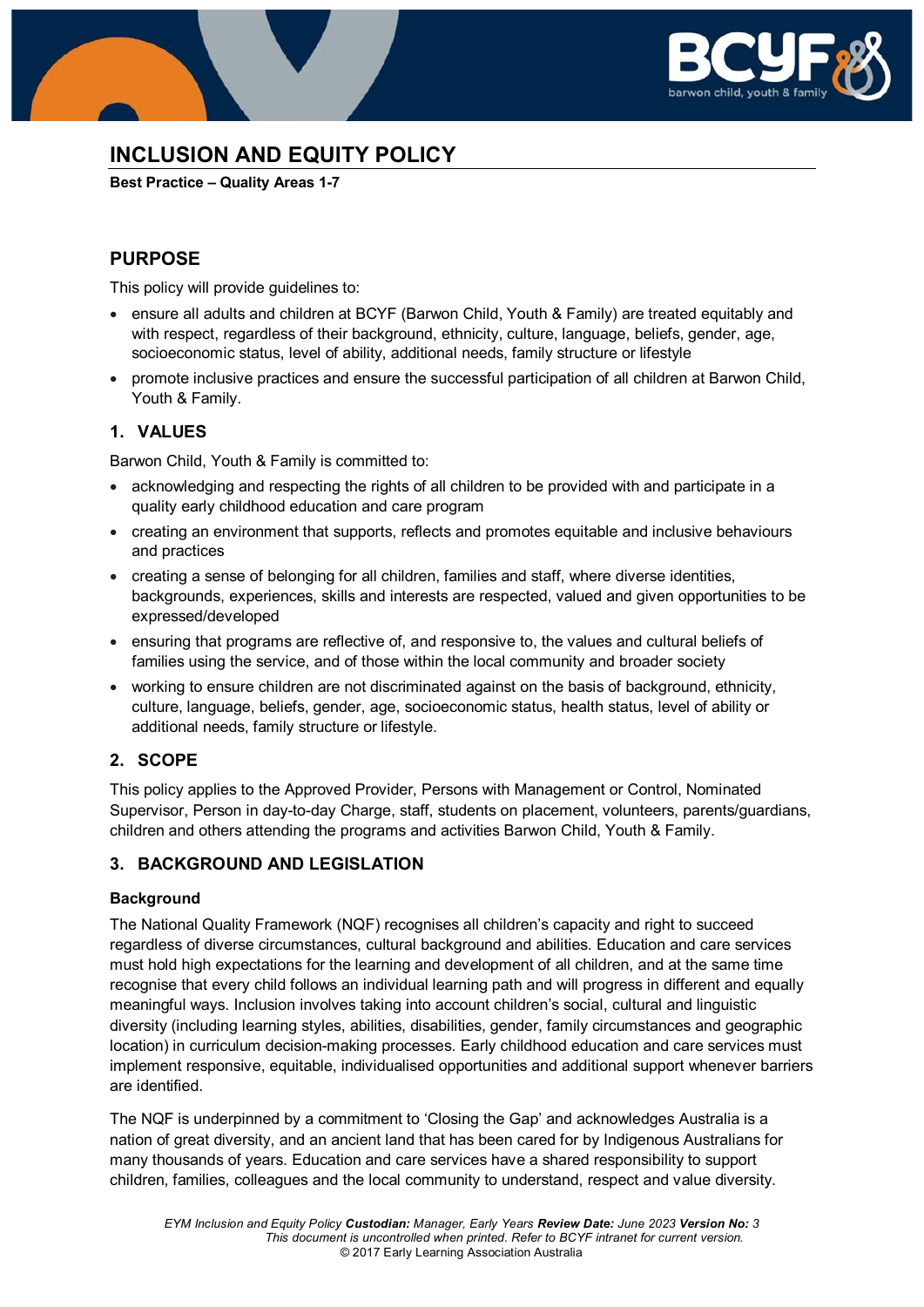# INCLUSION AND EQUITY POLICY

**Best Practice – Quality Areas 1-7**

## PURPOSE

This policy will provide guidelines to:

- ensure all adults and children at BCYF (Barwon Child, Youth & Family) are treated equitably and with respect, regardless of their background, ethnicity, culture, language, beliefs, gender, age, socioeconomic status, level of ability, additional needs, family structure or lifestyle
- promote inclusive practices and ensure the successful participation of all children at Barwon Child, Youth & Family.

## 1. VALUES

Barwon Child, Youth & Family is committed to:

- acknowledging and respecting the rights of all children to be provided with and participate in a quality early childhood education and care program
- creating an environment that supports, reflects and promotes equitable and inclusive behaviours and practices
- creating a sense of belonging for all children, families and staff, where diverse identities, backgrounds, experiences, skills and interests are respected, valued and given opportunities to be expressed/developed
- ensuring that programs are reflective of, and responsive to, the values and cultural beliefs of families using the service, and of those within the local community and broader society
- working to ensure children are not discriminated against on the basis of background, ethnicity, culture, language, beliefs, gender, age, socioeconomic status, health status, level of ability or additional needs, family structure or lifestyle.

## 2. SCOPE

This policy applies to the Approved Provider, Persons with Management or Control, Nominated Supervisor, Person in day-to-day Charge, staff, students on placement, volunteers, parents/guardians, children and others attending the programs and activities Barwon Child, Youth & Family.

## 3. BACKGROUND AND LEGISLATION

### Background

The National Quality Framework (NQF) recognises all children's capacity and right to succeed regardless of diverse circumstances, cultural background and abilities. Education and care services must hold high expectations for the learning and development of all children, and at the same time recognise that every child follows an individual learning path and will progress in different and equally meaningful ways. Inclusion involves taking into account children's social, cultural and linguistic diversity (including learning styles, abilities, disabilities, gender, family circumstances and geographic location) in curriculum decision-making processes. Early childhood education and care services must implement responsive, equitable, individualised opportunities and additional support whenever barriers are identified.

The NQF is underpinned by a commitment to 'Closing the Gap' and acknowledges Australia is a nation of great diversity, and an ancient land that has been cared for by Indigenous Australians for many thousands of years. Education and care services have a shared responsibility to support children, families, colleagues and the local community to understand, respect and value diversity.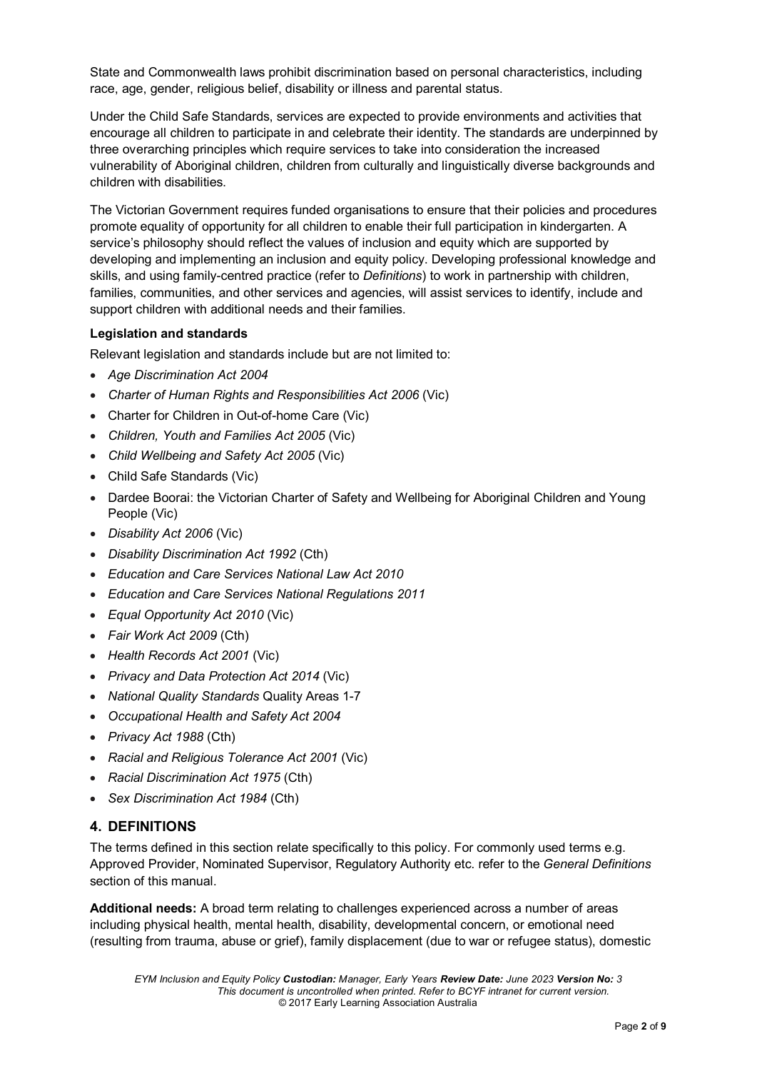State and Commonwealth laws prohibit discrimination based on personal characteristics, including race, age, gender, religious belief, disability or illness and parental status.

Under the Child Safe Standards, services are expected to provide environments and activities that encourage all children to participate in and celebrate their identity. The standards are underpinned by three overarching principles which require services to take into consideration the increased vulnerability of Aboriginal children, children from culturally and linguistically diverse backgrounds and children with disabilities.

The Victorian Government requires funded organisations to ensure that their policies and procedures promote equality of opportunity for all children to enable their full participation in kindergarten. A service's philosophy should reflect the values of inclusion and equity which are supported by developing and implementing an inclusion and equity policy. Developing professional knowledge and skills, and using family-centred practice (refer to *Definitions*) to work in partnership with children, families, communities, and other services and agencies, will assist services to identify, include and support children with additional needs and their families.

**Legislation and standards**

Relevant legislation and standards include but are not limited to:

- *Age Discrimination Act 2004*
- *Charter of Human Rights and Responsibilities Act 2006* (Vic)
- Charter for Children in Out-of-home Care (Vic)
- *Children, Youth and Families Act 2005* (Vic)
- *Child Wellbeing and Safety Act 2005* (Vic)
- Child Safe Standards (Vic)
- Dardee Boorai: the Victorian Charter of Safety and Wellbeing for Aboriginal Children and Young People (Vic)
- *Disability Act 2006* (Vic)
- *Disability Discrimination Act 1992* (Cth)
- *Education and Care Services National Law Act 2010*
- *Education and Care Services National Regulations 2011*
- *Equal Opportunity Act 2010* (Vic)
- *Fair Work Act 2009* (Cth)
- *Health Records Act 2001* (Vic)
- *Privacy and Data Protection Act 2014* (Vic)
- *National Quality Standards* Quality Areas 1-7
- *Occupational Health and Safety Act 2004*
- *Privacy Act 1988* (Cth)
- *Racial and Religious Tolerance Act 2001* (Vic)
- *Racial Discrimination Act 1975* (Cth)
- *Sex Discrimination Act 1984* (Cth)

## 4. DEFINITIONS

The terms defined in this section relate specifically to this policy. For commonly used terms e.g. Approved Provider, Nominated Supervisor, Regulatory Authority etc. refer to the *General Definitions* section of this manual.

**Additional needs:** A broad term relating to challenges experienced across a number of areas including physical health, mental health, disability, developmental concern, or emotional need (resulting from trauma, abuse or grief), family displacement (due to war or refugee status), domestic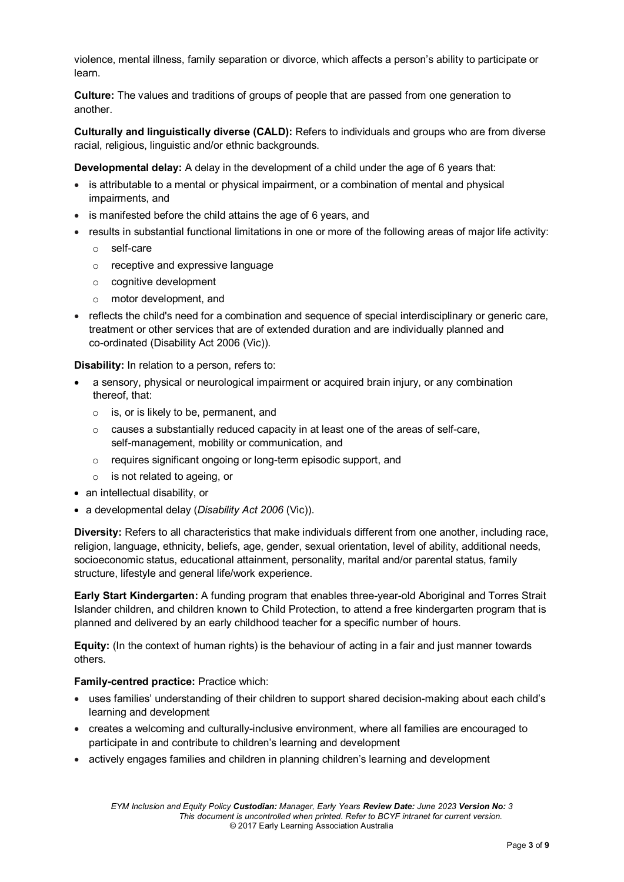violence, mental illness, family separation or divorce, which affects a person's ability to participate or learn.

**Culture:** The values and traditions of groups of people that are passed from one generation to another.

**Culturally and linguistically diverse (CALD):** Refers to individuals and groups who are from diverse racial, religious, linguistic and/or ethnic backgrounds.

**Developmental delay:** A delay in the development of a child under the age of 6 years that:

- is attributable to a mental or physical impairment, or a combination of mental and physical impairments, and
- is manifested before the child attains the age of 6 years, and
- results in substantial functional limitations in one or more of the following areas of major life activity:
  - self-care
  - receptive and expressive language
  - cognitive development
  - motor development, and
- reflects the child's need for a combination and sequence of special interdisciplinary or generic care, treatment or other services that are of extended duration and are individually planned and co-ordinated (Disability Act 2006 (Vic)).

**Disability:** In relation to a person, refers to:

- a sensory, physical or neurological impairment or acquired brain injury, or any combination thereof, that:
  - is, or is likely to be, permanent, and
  - causes a substantially reduced capacity in at least one of the areas of self-care, self-management, mobility or communication, and
  - requires significant ongoing or long-term episodic support, and
  - is not related to ageing, or
- an intellectual disability, or
- a developmental delay (*Disability Act 2006* (Vic)).

**Diversity:** Refers to all characteristics that make individuals different from one another, including race, religion, language, ethnicity, beliefs, age, gender, sexual orientation, level of ability, additional needs, socioeconomic status, educational attainment, personality, marital and/or parental status, family structure, lifestyle and general life/work experience.

**Early Start Kindergarten:** A funding program that enables three-year-old Aboriginal and Torres Strait Islander children, and children known to Child Protection, to attend a free kindergarten program that is planned and delivered by an early childhood teacher for a specific number of hours.

**Equity:** (In the context of human rights) is the behaviour of acting in a fair and just manner towards others.

**Family-centred practice:** Practice which:

- uses families' understanding of their children to support shared decision-making about each child's learning and development
- creates a welcoming and culturally-inclusive environment, where all families are encouraged to participate in and contribute to children's learning and development
- actively engages families and children in planning children's learning and development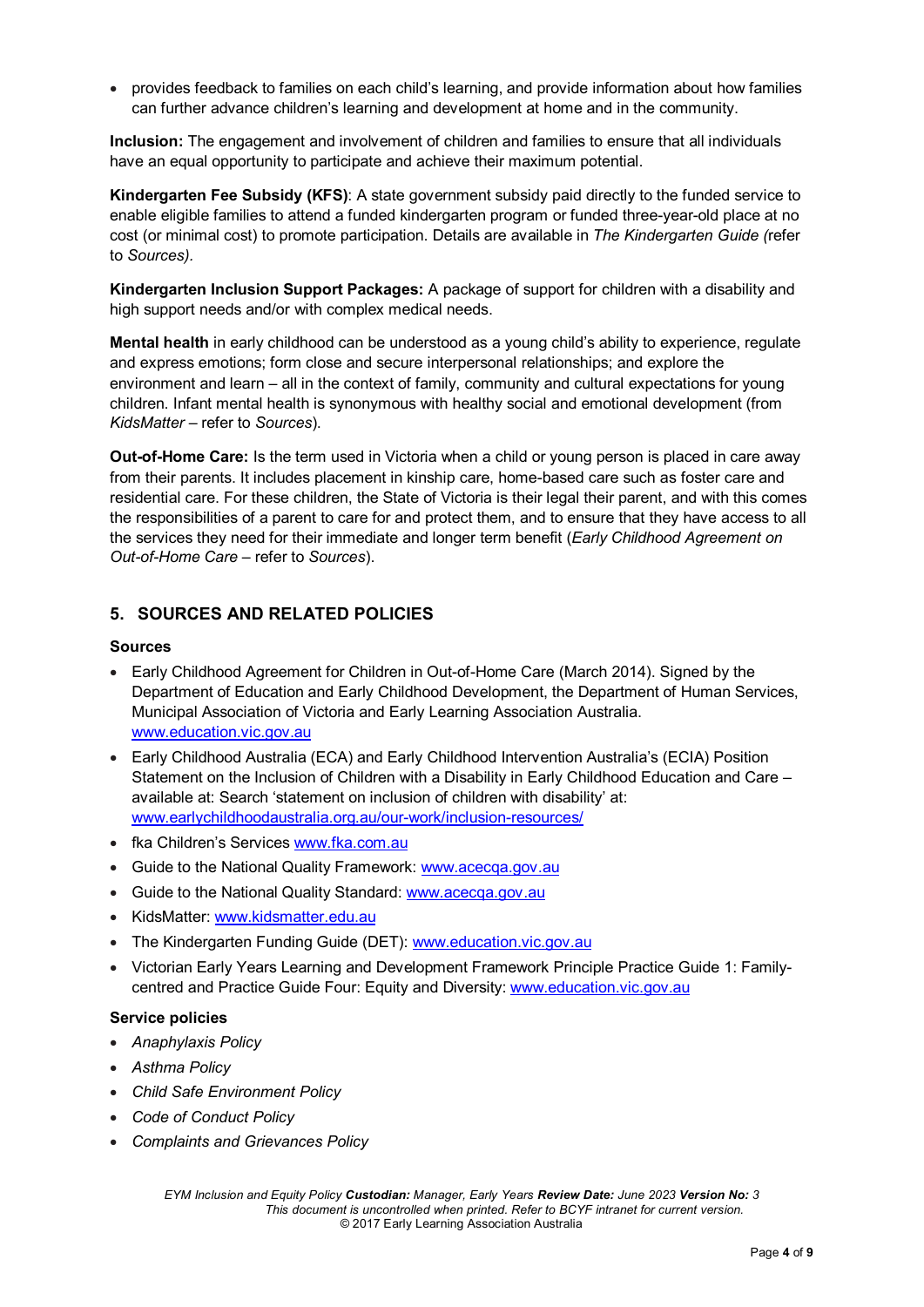- provides feedback to families on each child's learning, and provide information about how families can further advance children's learning and development at home and in the community.

**Inclusion:** The engagement and involvement of children and families to ensure that all individuals have an equal opportunity to participate and achieve their maximum potential.

**Kindergarten Fee Subsidy (KFS)**: A state government subsidy paid directly to the funded service to enable eligible families to attend a funded kindergarten program or funded three-year-old place at no cost (or minimal cost) to promote participation. Details are available in *The Kindergarten Guide (*refer to *Sources).*

**Kindergarten Inclusion Support Packages:** A package of support for children with a disability and high support needs and/or with complex medical needs.

**Mental health** in early childhood can be understood as a young child's ability to experience, regulate and express emotions; form close and secure interpersonal relationships; and explore the environment and learn – all in the context of family, community and cultural expectations for young children. Infant mental health is synonymous with healthy social and emotional development (from *KidsMatter* – refer to *Sources*).

**Out-of-Home Care:** Is the term used in Victoria when a child or young person is placed in care away from their parents. It includes placement in kinship care, home-based care such as foster care and residential care. For these children, the State of Victoria is their legal their parent, and with this comes the responsibilities of a parent to care for and protect them, and to ensure that they have access to all the services they need for their immediate and longer term benefit (*Early Childhood Agreement on Out-of-Home Care* – refer to *Sources*).

## 5. SOURCES AND RELATED POLICIES

### Sources

- Early Childhood Agreement for Children in Out-of-Home Care (March 2014). Signed by the Department of Education and Early Childhood Development, the Department of Human Services, Municipal Association of Victoria and Early Learning Association Australia. www.education.vic.gov.au
- Early Childhood Australia (ECA) and Early Childhood Intervention Australia's (ECIA) Position Statement on the Inclusion of Children with a Disability in Early Childhood Education and Care – available at: Search 'statement on inclusion of children with disability' at: www.earlychildhoodaustralia.org.au/our-work/inclusion-resources/
- fka Children's Services www.fka.com.au
- Guide to the National Quality Framework: www.acecqa.gov.au
- Guide to the National Quality Standard: www.acecqa.gov.au
- KidsMatter: www.kidsmatter.edu.au
- The Kindergarten Funding Guide (DET): www.education.vic.gov.au
- Victorian Early Years Learning and Development Framework Principle Practice Guide 1: Family-centred and Practice Guide Four: Equity and Diversity: www.education.vic.gov.au

### Service policies

- *Anaphylaxis Policy*
- *Asthma Policy*
- *Child Safe Environment Policy*
- *Code of Conduct Policy*
- *Complaints and Grievances Policy*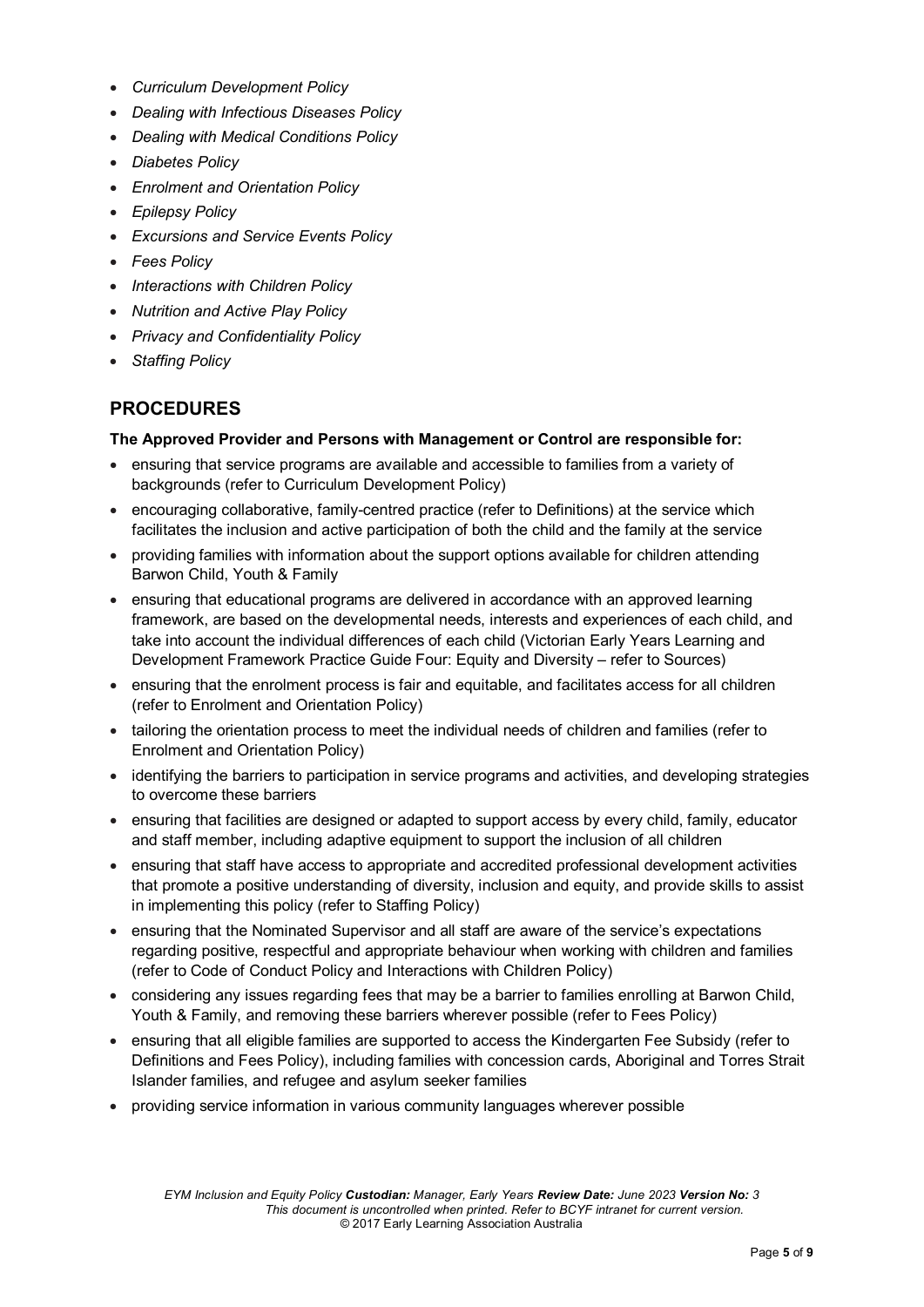- *Curriculum Development Policy*
- *Dealing with Infectious Diseases Policy*
- *Dealing with Medical Conditions Policy*
- *Diabetes Policy*
- *Enrolment and Orientation Policy*
- *Epilepsy Policy*
- *Excursions and Service Events Policy*
- *Fees Policy*
- *Interactions with Children Policy*
- *Nutrition and Active Play Policy*
- *Privacy and Confidentiality Policy*
- *Staffing Policy*

## PROCEDURES

**The Approved Provider and Persons with Management or Control are responsible for:**

- ensuring that service programs are available and accessible to families from a variety of backgrounds (refer to Curriculum Development Policy)
- encouraging collaborative, family-centred practice (refer to Definitions) at the service which facilitates the inclusion and active participation of both the child and the family at the service
- providing families with information about the support options available for children attending Barwon Child, Youth & Family
- ensuring that educational programs are delivered in accordance with an approved learning framework, are based on the developmental needs, interests and experiences of each child, and take into account the individual differences of each child (Victorian Early Years Learning and Development Framework Practice Guide Four: Equity and Diversity – refer to Sources)
- ensuring that the enrolment process is fair and equitable, and facilitates access for all children (refer to Enrolment and Orientation Policy)
- tailoring the orientation process to meet the individual needs of children and families (refer to Enrolment and Orientation Policy)
- identifying the barriers to participation in service programs and activities, and developing strategies to overcome these barriers
- ensuring that facilities are designed or adapted to support access by every child, family, educator and staff member, including adaptive equipment to support the inclusion of all children
- ensuring that staff have access to appropriate and accredited professional development activities that promote a positive understanding of diversity, inclusion and equity, and provide skills to assist in implementing this policy (refer to Staffing Policy)
- ensuring that the Nominated Supervisor and all staff are aware of the service's expectations regarding positive, respectful and appropriate behaviour when working with children and families (refer to Code of Conduct Policy and Interactions with Children Policy)
- considering any issues regarding fees that may be a barrier to families enrolling at Barwon Child, Youth & Family, and removing these barriers wherever possible (refer to Fees Policy)
- ensuring that all eligible families are supported to access the Kindergarten Fee Subsidy (refer to Definitions and Fees Policy), including families with concession cards, Aboriginal and Torres Strait Islander families, and refugee and asylum seeker families
- providing service information in various community languages wherever possible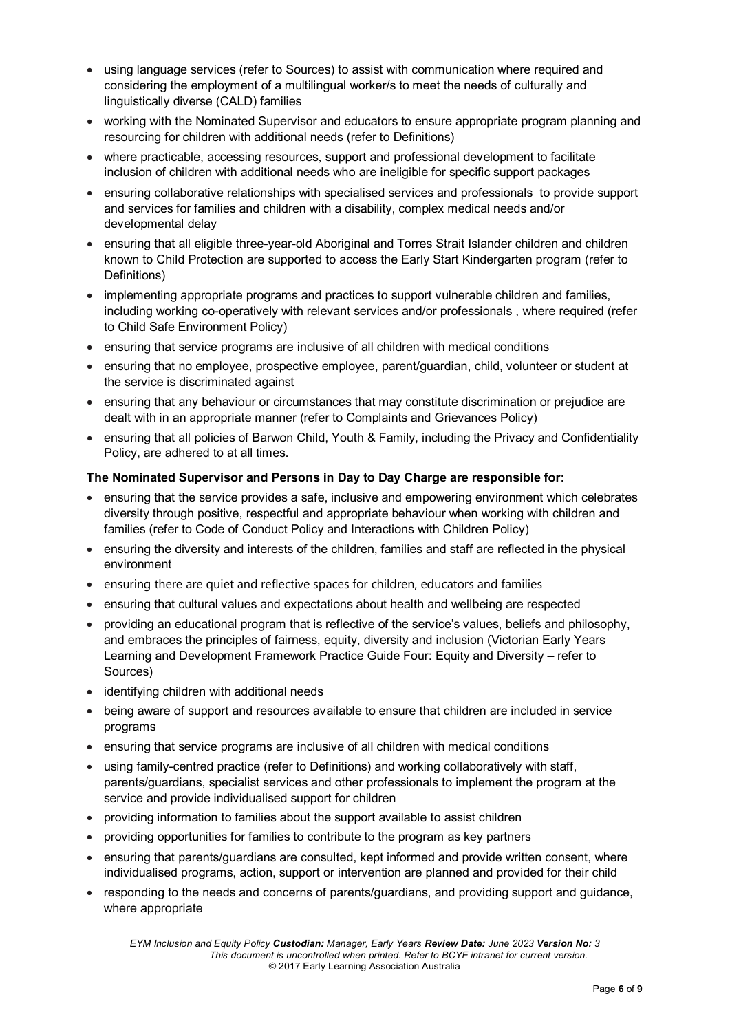- using language services (refer to Sources) to assist with communication where required and considering the employment of a multilingual worker/s to meet the needs of culturally and linguistically diverse (CALD) families
- working with the Nominated Supervisor and educators to ensure appropriate program planning and resourcing for children with additional needs (refer to Definitions)
- where practicable, accessing resources, support and professional development to facilitate inclusion of children with additional needs who are ineligible for specific support packages
- ensuring collaborative relationships with specialised services and professionals to provide support and services for families and children with a disability, complex medical needs and/or developmental delay
- ensuring that all eligible three-year-old Aboriginal and Torres Strait Islander children and children known to Child Protection are supported to access the Early Start Kindergarten program (refer to Definitions)
- implementing appropriate programs and practices to support vulnerable children and families, including working co-operatively with relevant services and/or professionals , where required (refer to Child Safe Environment Policy)
- ensuring that service programs are inclusive of all children with medical conditions
- ensuring that no employee, prospective employee, parent/guardian, child, volunteer or student at the service is discriminated against
- ensuring that any behaviour or circumstances that may constitute discrimination or prejudice are dealt with in an appropriate manner (refer to Complaints and Grievances Policy)
- ensuring that all policies of Barwon Child, Youth & Family, including the Privacy and Confidentiality Policy, are adhered to at all times.

**The Nominated Supervisor and Persons in Day to Day Charge are responsible for:**

- ensuring that the service provides a safe, inclusive and empowering environment which celebrates diversity through positive, respectful and appropriate behaviour when working with children and families (refer to Code of Conduct Policy and Interactions with Children Policy)
- ensuring the diversity and interests of the children, families and staff are reflected in the physical environment
- ensuring there are quiet and reflective spaces for children, educators and families
- ensuring that cultural values and expectations about health and wellbeing are respected
- providing an educational program that is reflective of the service's values, beliefs and philosophy, and embraces the principles of fairness, equity, diversity and inclusion (Victorian Early Years Learning and Development Framework Practice Guide Four: Equity and Diversity – refer to Sources)
- identifying children with additional needs
- being aware of support and resources available to ensure that children are included in service programs
- ensuring that service programs are inclusive of all children with medical conditions
- using family-centred practice (refer to Definitions) and working collaboratively with staff, parents/guardians, specialist services and other professionals to implement the program at the service and provide individualised support for children
- providing information to families about the support available to assist children
- providing opportunities for families to contribute to the program as key partners
- ensuring that parents/guardians are consulted, kept informed and provide written consent, where individualised programs, action, support or intervention are planned and provided for their child
- responding to the needs and concerns of parents/guardians, and providing support and guidance, where appropriate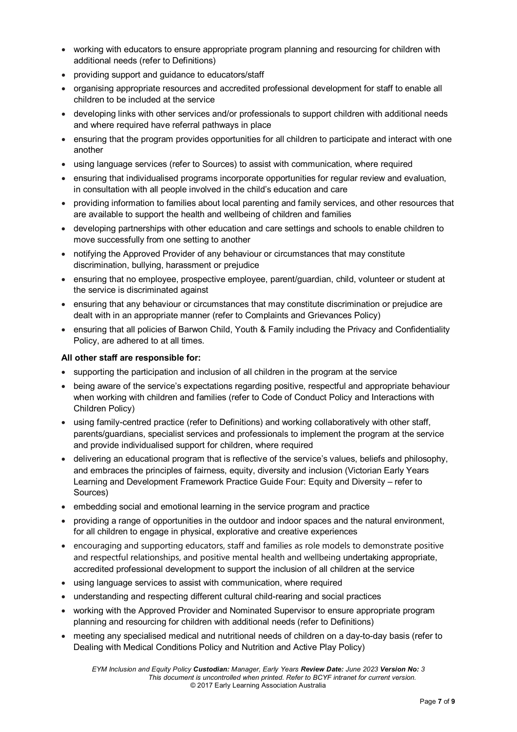- working with educators to ensure appropriate program planning and resourcing for children with additional needs (refer to Definitions)
- providing support and guidance to educators/staff
- organising appropriate resources and accredited professional development for staff to enable all children to be included at the service
- developing links with other services and/or professionals to support children with additional needs and where required have referral pathways in place
- ensuring that the program provides opportunities for all children to participate and interact with one another
- using language services (refer to Sources) to assist with communication, where required
- ensuring that individualised programs incorporate opportunities for regular review and evaluation, in consultation with all people involved in the child's education and care
- providing information to families about local parenting and family services, and other resources that are available to support the health and wellbeing of children and families
- developing partnerships with other education and care settings and schools to enable children to move successfully from one setting to another
- notifying the Approved Provider of any behaviour or circumstances that may constitute discrimination, bullying, harassment or prejudice
- ensuring that no employee, prospective employee, parent/guardian, child, volunteer or student at the service is discriminated against
- ensuring that any behaviour or circumstances that may constitute discrimination or prejudice are dealt with in an appropriate manner (refer to Complaints and Grievances Policy)
- ensuring that all policies of Barwon Child, Youth & Family including the Privacy and Confidentiality Policy, are adhered to at all times.

**All other staff are responsible for:**

- supporting the participation and inclusion of all children in the program at the service
- being aware of the service's expectations regarding positive, respectful and appropriate behaviour when working with children and families (refer to Code of Conduct Policy and Interactions with Children Policy)
- using family-centred practice (refer to Definitions) and working collaboratively with other staff, parents/guardians, specialist services and professionals to implement the program at the service and provide individualised support for children, where required
- delivering an educational program that is reflective of the service's values, beliefs and philosophy, and embraces the principles of fairness, equity, diversity and inclusion (Victorian Early Years Learning and Development Framework Practice Guide Four: Equity and Diversity – refer to Sources)
- embedding social and emotional learning in the service program and practice
- providing a range of opportunities in the outdoor and indoor spaces and the natural environment, for all children to engage in physical, explorative and creative experiences
- encouraging and supporting educators, staff and families as role models to demonstrate positive and respectful relationships, and positive mental health and wellbeing undertaking appropriate, accredited professional development to support the inclusion of all children at the service
- using language services to assist with communication, where required
- understanding and respecting different cultural child-rearing and social practices
- working with the Approved Provider and Nominated Supervisor to ensure appropriate program planning and resourcing for children with additional needs (refer to Definitions)
- meeting any specialised medical and nutritional needs of children on a day-to-day basis (refer to Dealing with Medical Conditions Policy and Nutrition and Active Play Policy)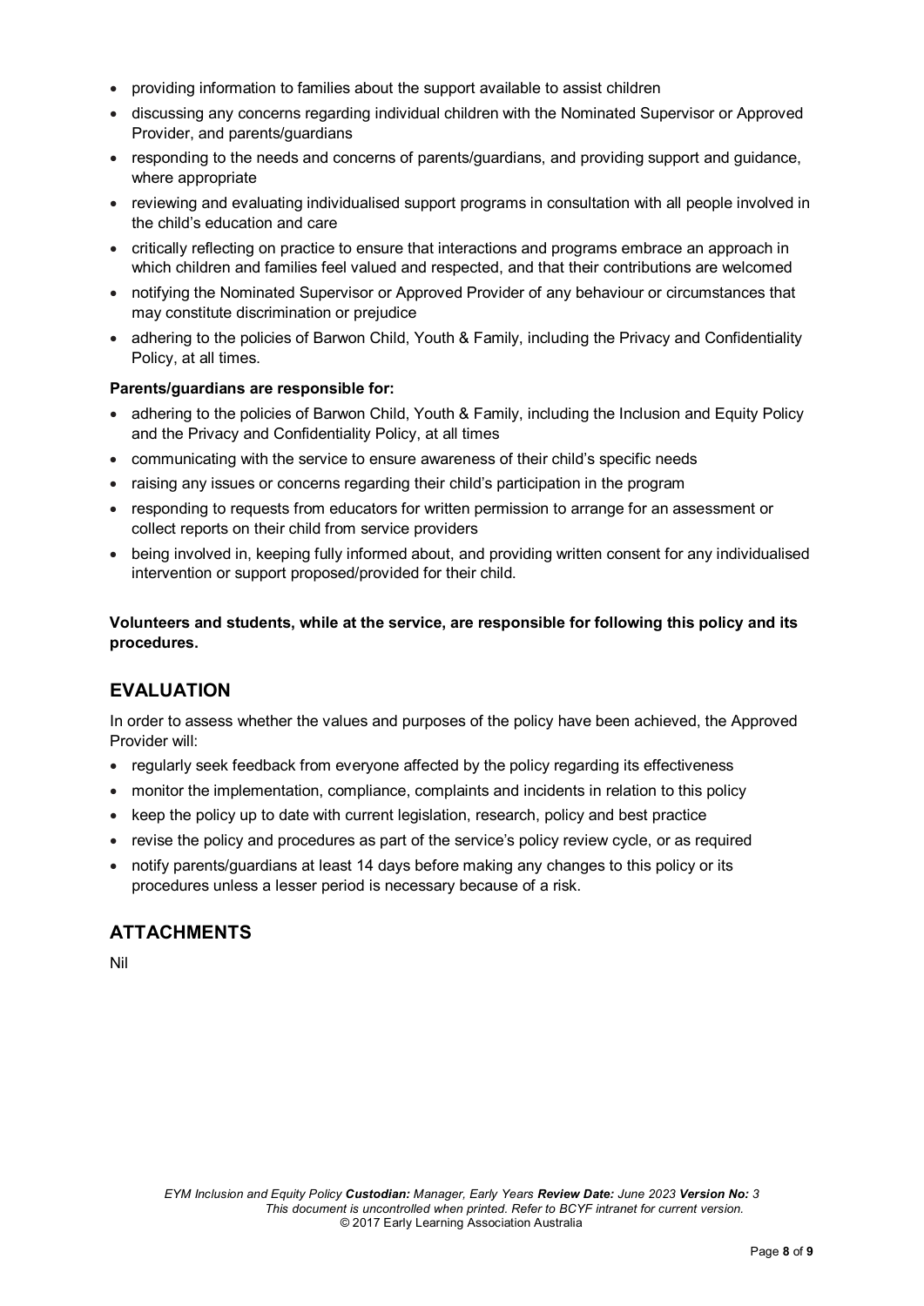- providing information to families about the support available to assist children
- discussing any concerns regarding individual children with the Nominated Supervisor or Approved Provider, and parents/guardians
- responding to the needs and concerns of parents/guardians, and providing support and guidance, where appropriate
- reviewing and evaluating individualised support programs in consultation with all people involved in the child's education and care
- critically reflecting on practice to ensure that interactions and programs embrace an approach in which children and families feel valued and respected, and that their contributions are welcomed
- notifying the Nominated Supervisor or Approved Provider of any behaviour or circumstances that may constitute discrimination or prejudice
- adhering to the policies of Barwon Child, Youth & Family, including the Privacy and Confidentiality Policy, at all times.

**Parents/guardians are responsible for:**

- adhering to the policies of Barwon Child, Youth & Family, including the Inclusion and Equity Policy and the Privacy and Confidentiality Policy, at all times
- communicating with the service to ensure awareness of their child's specific needs
- raising any issues or concerns regarding their child's participation in the program
- responding to requests from educators for written permission to arrange for an assessment or collect reports on their child from service providers
- being involved in, keeping fully informed about, and providing written consent for any individualised intervention or support proposed/provided for their child.

**Volunteers and students, while at the service, are responsible for following this policy and its procedures.**

## EVALUATION

In order to assess whether the values and purposes of the policy have been achieved, the Approved Provider will:

- regularly seek feedback from everyone affected by the policy regarding its effectiveness
- monitor the implementation, compliance, complaints and incidents in relation to this policy
- keep the policy up to date with current legislation, research, policy and best practice
- revise the policy and procedures as part of the service's policy review cycle, or as required
- notify parents/guardians at least 14 days before making any changes to this policy or its procedures unless a lesser period is necessary because of a risk.

## ATTACHMENTS

Nil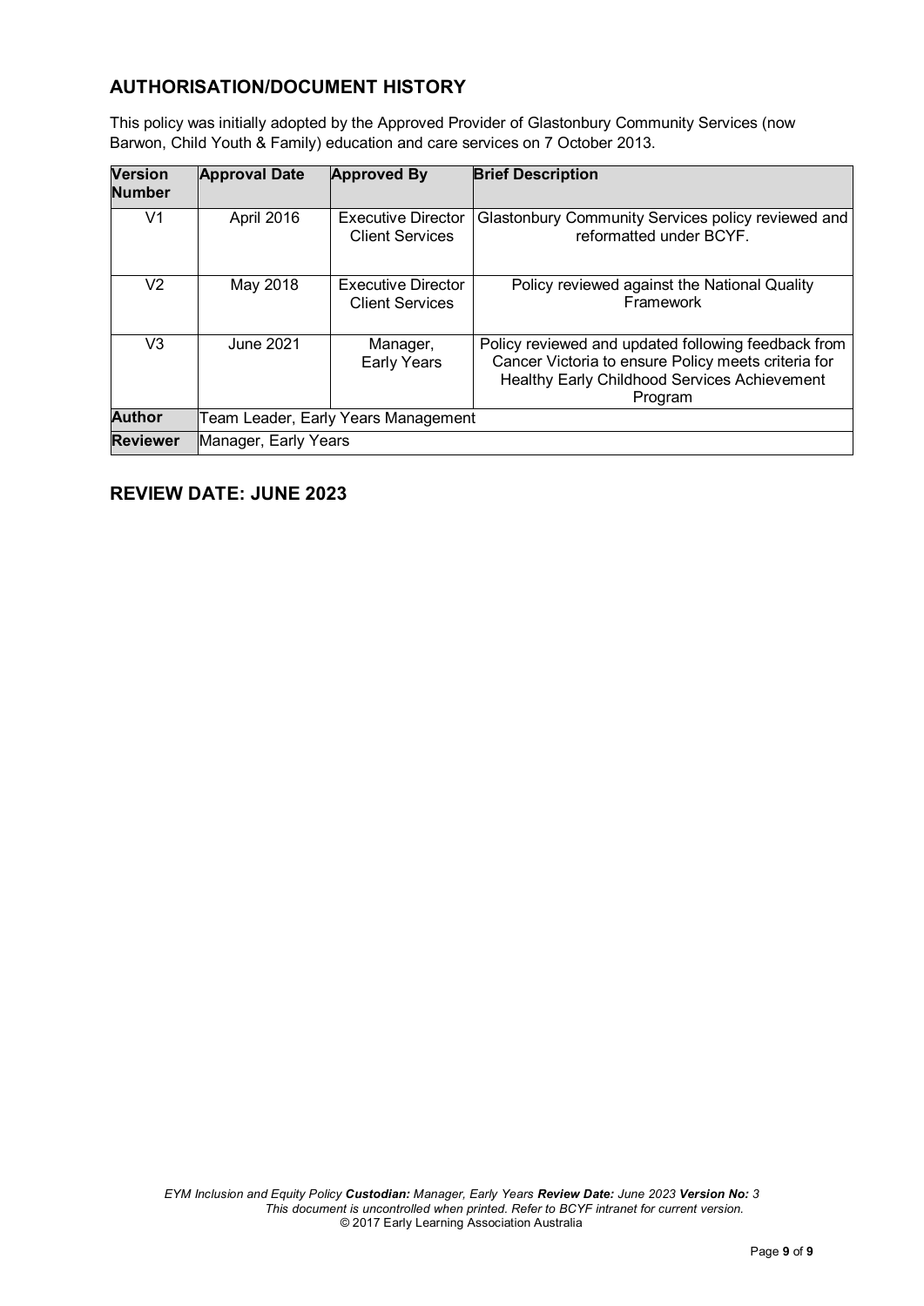## AUTHORISATION/DOCUMENT HISTORY

This policy was initially adopted by the Approved Provider of Glastonbury Community Services (now Barwon, Child Youth & Family) education and care services on 7 October 2013.

| Version Number | Approval Date | Approved By | Brief Description |
|---|---|---|---|
| V1 | April 2016 | Executive Director Client Services | Glastonbury Community Services policy reviewed and reformatted under BCYF. |
| V2 | May 2018 | Executive Director Client Services | Policy reviewed against the National Quality Framework |
| V3 | June 2021 | Manager, Early Years | Policy reviewed and updated following feedback from Cancer Victoria to ensure Policy meets criteria for Healthy Early Childhood Services Achievement Program |
| **Author** | Team Leader, Early Years Management | | |
| **Reviewer** | Manager, Early Years | | |

## REVIEW DATE: JUNE 2023

*EYM Inclusion and Equity Policy* ***Custodian:*** *Manager, Early Years* ***Review Date:*** *June 2023* ***Version No:*** *3*
*This document is uncontrolled when printed. Refer to BCYF intranet for current version.*
© 2017 Early Learning Association Australia